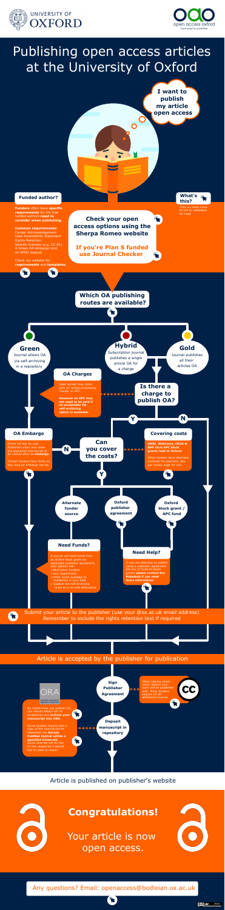# Publishing open access articles at the University of Oxford

**I want to publish my article open access**

## Funded author?

**Funders** often have **specific requirements** for OA that funded authors **need to consider when publishing.**

**Common requirements:**
Funder Acknowledgement
Data Accessibility Statement
Rights Retention
Specific licences (e.g. CC BY)
A Green OA embargo limit
An EPMC deposit

Check our website for **requirements** and **templates.**

## What's this?

Click on these icons to link to webpages for help!

**Check your open access options using the Sherpa Romeo website**

**If you're Plan S funded use Journal Checker**

## Which OA publishing routes are available?

### Green

Journal allows OA via self-archiving in a repository

### Hybrid

Subscription journal publishes a single article OA for a charge

### Gold

Journal publishes all their articles OA

## OA Charges

Open access may come with an 'article processing charge' or APC.

**However an APC may not need to be paid if an acceptable OA self-archiving option is available.**

**Is there a charge to publish OA?**

Y / N

## OA Embargo

Green OA has no cost. Publishers often only allow the deposited manuscript to be viewed after an **embargo.**

Certain funders have limits on how long an embargo can be.

**Can you cover the costs?**

N / Y

## Covering costs

**UKRI, Wellcome, CRUK & BHF have APC block grants held at Oxford.**

Other funders have alternate methods for payment. See our funder page for info.

- **Alternate funder source**
- **Oxford publisher agreement**
- **Oxford block grant / APC fund**

## Need Funds?

If you do not have funds from an Oxford block grant nor applicable publisher agreement, your options are:
- >Alternative funders
- >Your department
- >Other funds available to academics in your field.
- > Explore the self-archiving route as a no-cost alternative.

## Need Help?

If you are planning to publish using a publisher agreement or are an OA block-grant holder, **please contact the helpdesk if you need more information.**

Submit your article to the publisher (use your @ox.ac.uk email address)
Remember to include the rights retention text if required

## Article is accepted by the publisher for publication

**Sign Publisher Agreement**

When signing check which licence your work will be published with. Many funders require CC BY attribution licence.

ORA — Oxford University Research Archive

No matter how you publish OA you should always act on acceptance and **archive your manuscript into ORA.**

Some funders require that a copy of the manuscript be deposited into **Europe PubMed Central within a specified timescale.** Some journals will do this on the researcher's behalf but it's best to check!

**Deposit manuscript in repository**

## Article is published on publisher's website

## Congratulations!

Your article is now open access.

Any questions? Email: openaccess@bodleian.ox.ac.uk

CC BY 2022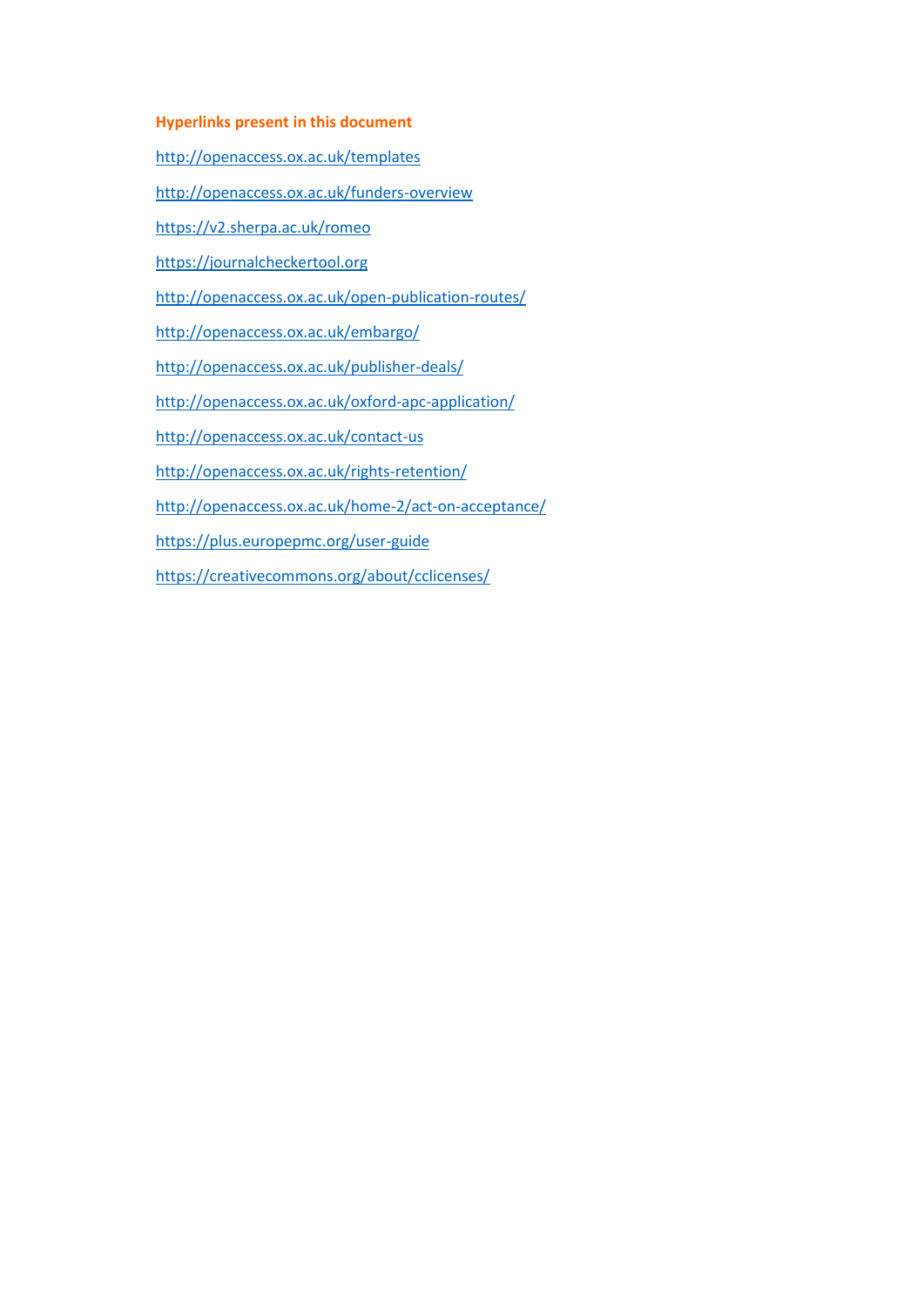**Hyperlinks present in this document**

http://openaccess.ox.ac.uk/templates

http://openaccess.ox.ac.uk/funders-overview

https://v2.sherpa.ac.uk/romeo

https://journalcheckertool.org

http://openaccess.ox.ac.uk/open-publication-routes/

http://openaccess.ox.ac.uk/embargo/

http://openaccess.ox.ac.uk/publisher-deals/

http://openaccess.ox.ac.uk/oxford-apc-application/

http://openaccess.ox.ac.uk/contact-us

http://openaccess.ox.ac.uk/rights-retention/

http://openaccess.ox.ac.uk/home-2/act-on-acceptance/

https://plus.europepmc.org/user-guide

https://creativecommons.org/about/cclicenses/